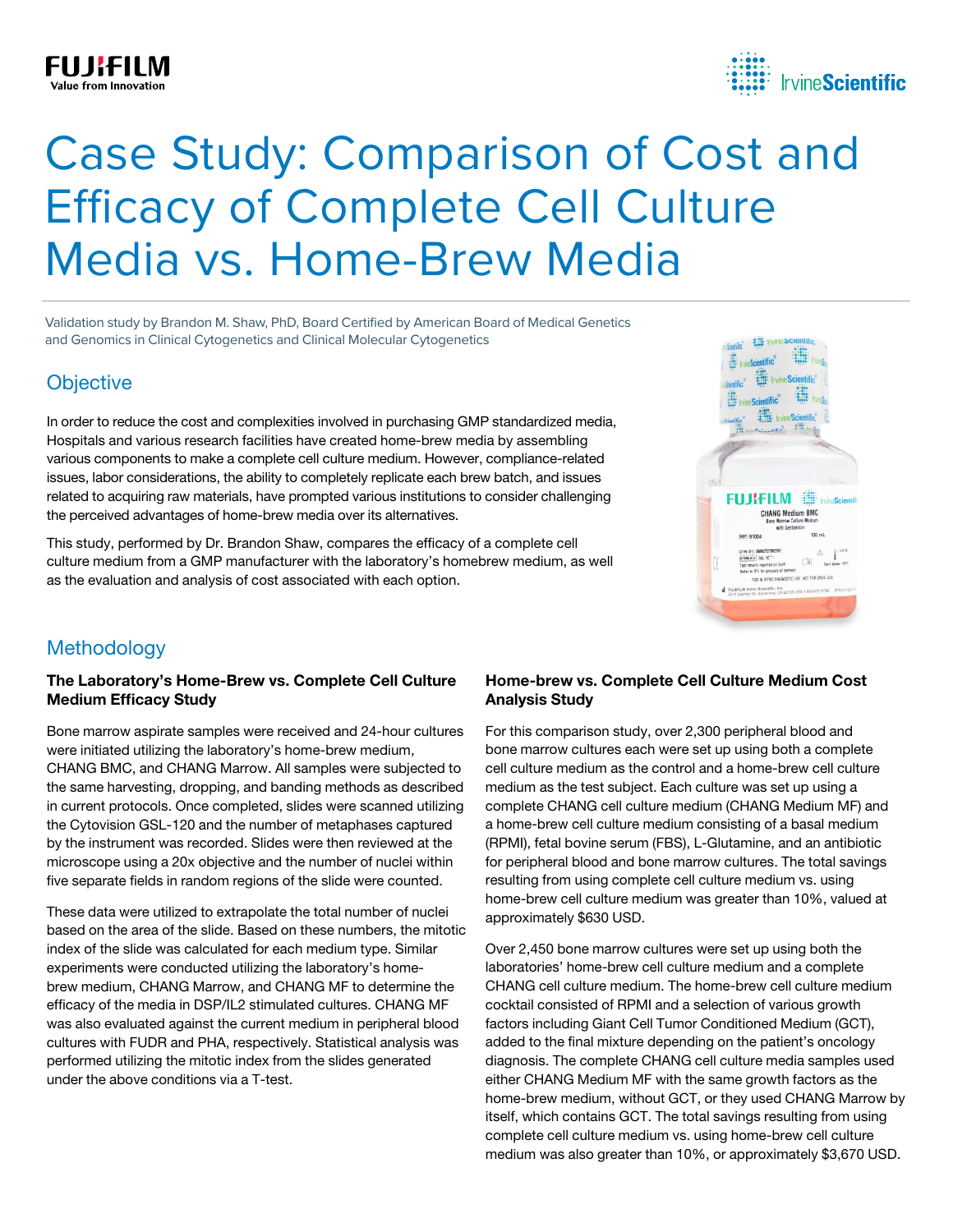# Case Study: Comparison of Cost and Efficacy of Complete Cell Culture Media vs. Home-Brew Media

Validation study by Brandon M. Shaw, PhD, Board Certified by American Board of Medical Genetics and Genomics in Clinical Cytogenetics and Clinical Molecular Cytogenetics

## Objective

In order to reduce the cost and complexities involved in purchasing GMP standardized media, Hospitals and various research facilities have created home-brew media by assembling various components to make a complete cell culture medium. However, compliance-related issues, labor considerations, the ability to completely replicate each brew batch, and issues related to acquiring raw materials, have prompted various institutions to consider challenging the perceived advantages of home-brew media over its alternatives.

This study, performed by Dr. Brandon Shaw, compares the efficacy of a complete cell culture medium from a GMP manufacturer with the laboratory's homebrew medium, as well as the evaluation and analysis of cost associated with each option.

## Methodology

### The Laboratory's Home-Brew vs. Complete Cell Culture Medium Efficacy Study

Bone marrow aspirate samples were received and 24-hour cultures were initiated utilizing the laboratory's home-brew medium, CHANG BMC, and CHANG Marrow. All samples were subjected to the same harvesting, dropping, and banding methods as described in current protocols. Once completed, slides were scanned utilizing the Cytovision GSL-120 and the number of metaphases captured by the instrument was recorded. Slides were then reviewed at the microscope using a 20x objective and the number of nuclei within five separate fields in random regions of the slide were counted.

These data were utilized to extrapolate the total number of nuclei based on the area of the slide. Based on these numbers, the mitotic index of the slide was calculated for each medium type. Similar experiments were conducted utilizing the laboratory's home-brew medium, CHANG Marrow, and CHANG MF to determine the efficacy of the media in DSP/IL2 stimulated cultures. CHANG MF was also evaluated against the current medium in peripheral blood cultures with FUDR and PHA, respectively. Statistical analysis was performed utilizing the mitotic index from the slides generated under the above conditions via a T-test.

### Home-brew vs. Complete Cell Culture Medium Cost Analysis Study

For this comparison study, over 2,300 peripheral blood and bone marrow cultures each were set up using both a complete cell culture medium as the control and a home-brew cell culture medium as the test subject. Each culture was set up using a complete CHANG cell culture medium (CHANG Medium MF) and a home-brew cell culture medium consisting of a basal medium (RPMI), fetal bovine serum (FBS), L-Glutamine, and an antibiotic for peripheral blood and bone marrow cultures. The total savings resulting from using complete cell culture medium vs. using home-brew cell culture medium was greater than 10%, valued at approximately $630 USD.

Over 2,450 bone marrow cultures were set up using both the laboratories' home-brew cell culture medium and a complete CHANG cell culture medium. The home-brew cell culture medium cocktail consisted of RPMI and a selection of various growth factors including Giant Cell Tumor Conditioned Medium (GCT), added to the final mixture depending on the patient's oncology diagnosis. The complete CHANG cell culture media samples used either CHANG Medium MF with the same growth factors as the home-brew medium, without GCT, or they used CHANG Marrow by itself, which contains GCT. The total savings resulting from using complete cell culture medium vs. using home-brew cell culture medium was also greater than 10%, or approximately $3,670 USD.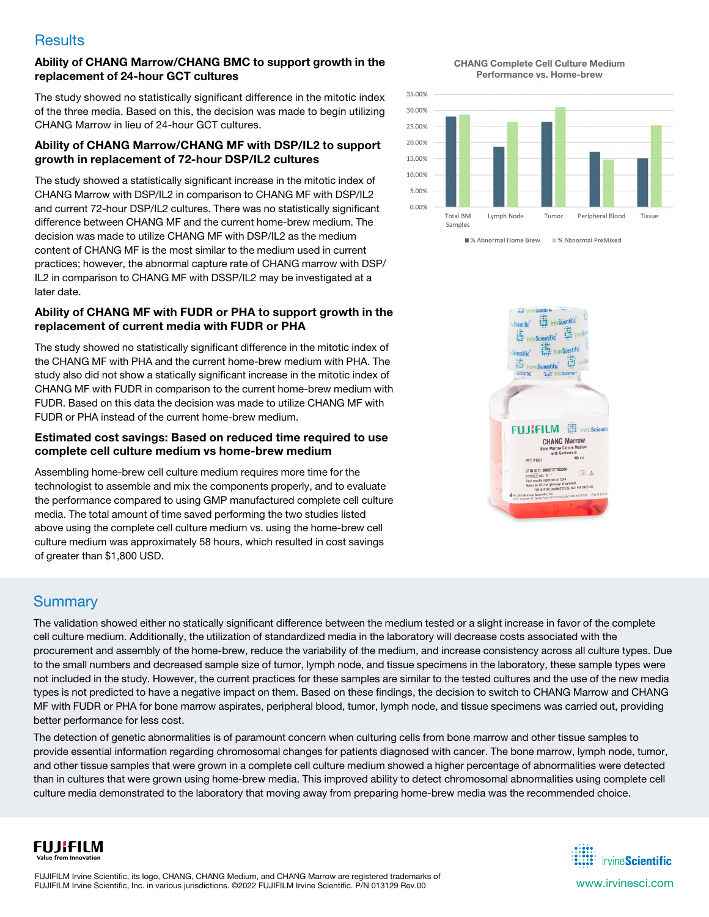## Results

### Ability of CHANG Marrow/CHANG BMC to support growth in the replacement of 24-hour GCT cultures

The study showed no statistically significant difference in the mitotic index of the three media. Based on this, the decision was made to begin utilizing CHANG Marrow in lieu of 24-hour GCT cultures.

### Ability of CHANG Marrow/CHANG MF with DSP/IL2 to support growth in replacement of 72-hour DSP/IL2 cultures

The study showed a statistically significant increase in the mitotic index of CHANG Marrow with DSP/IL2 in comparison to CHANG MF with DSP/IL2 and current 72-hour DSP/IL2 cultures. There was no statistically significant difference between CHANG MF and the current home-brew medium. The decision was made to utilize CHANG MF with DSP/IL2 as the medium content of CHANG MF is the most similar to the medium used in current practices; however, the abnormal capture rate of CHANG marrow with DSP/IL2 in comparison to CHANG MF with DSSP/IL2 may be investigated at a later date.

### Ability of CHANG MF with FUDR or PHA to support growth in the replacement of current media with FUDR or PHA

The study showed no statistically significant difference in the mitotic index of the CHANG MF with PHA and the current home-brew medium with PHA. The study also did not show a statically significant increase in the mitotic index of CHANG MF with FUDR in comparison to the current home-brew medium with FUDR. Based on this data the decision was made to utilize CHANG MF with FUDR or PHA instead of the current home-brew medium.

### Estimated cost savings: Based on reduced time required to use complete cell culture medium vs home-brew medium

Assembling home-brew cell culture medium requires more time for the technologist to assemble and mix the components properly, and to evaluate the performance compared to using GMP manufactured complete cell culture media. The total amount of time saved performing the two studies listed above using the complete cell culture medium vs. using the home-brew cell culture medium was approximately 58 hours, which resulted in cost savings of greater than $1,800 USD.

CHANG Complete Cell Culture Medium Performance vs. Home-brew

35.00%
30.00%
25.00%
20.00%
15.00%
10.00%
5.00%
0.00%

Total BM Samples
Lymph Node
Tumor
Peripheral Blood
Tissue

% Abnormal Home Brew
% Abnormal PreMixed

## Summary

The validation showed either no statically significant difference between the medium tested or a slight increase in favor of the complete cell culture medium. Additionally, the utilization of standardized media in the laboratory will decrease costs associated with the procurement and assembly of the home-brew, reduce the variability of the medium, and increase consistency across all culture types. Due to the small numbers and decreased sample size of tumor, lymph node, and tissue specimens in the laboratory, these sample types were not included in the study. However, the current practices for these samples are similar to the tested cultures and the use of the new media types is not predicted to have a negative impact on them. Based on these findings, the decision to switch to CHANG Marrow and CHANG MF with FUDR or PHA for bone marrow aspirates, peripheral blood, tumor, lymph node, and tissue specimens was carried out, providing better performance for less cost.

The detection of genetic abnormalities is of paramount concern when culturing cells from bone marrow and other tissue samples to provide essential information regarding chromosomal changes for patients diagnosed with cancer. The bone marrow, lymph node, tumor, and other tissue samples that were grown in a complete cell culture medium showed a higher percentage of abnormalities were detected than in cultures that were grown using home-brew media. This improved ability to detect chromosomal abnormalities using complete cell culture media demonstrated to the laboratory that moving away from preparing home-brew media was the recommended choice.

FUJIFILM Irvine Scientific, its logo, CHANG, CHANG Medium, and CHANG Marrow are registered trademarks of FUJIFILM Irvine Scientific, Inc. in various jurisdictions. ©2022 FUJIFILM Irvine Scientific. P/N 013129 Rev.00

www.irvinesci.com